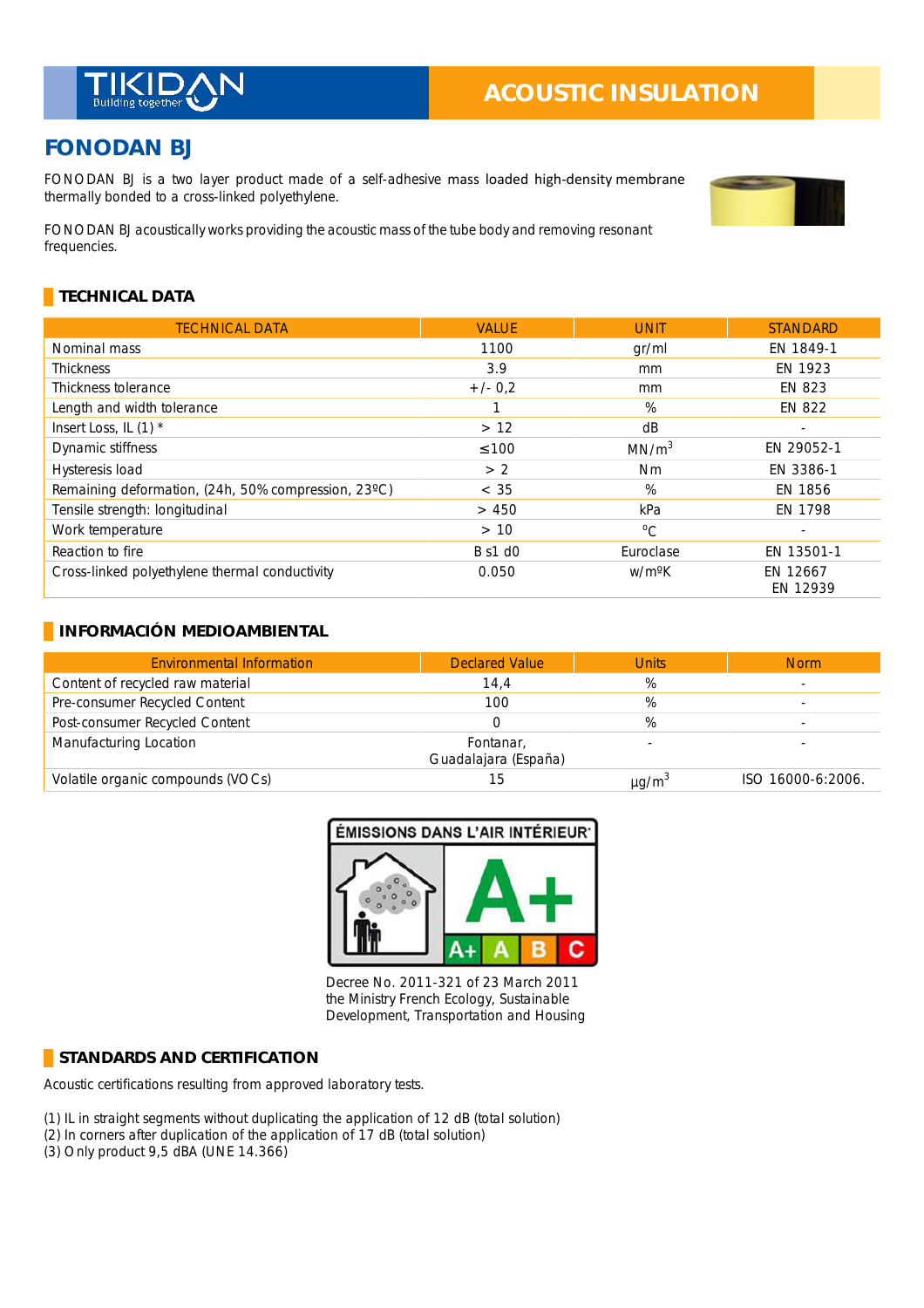TIKIDAN Building together

ACOUSTIC INSULATION

# FONODAN BJ

FONODAN BJ is a two layer product made of a self-adhesive mass loaded high-density membrane thermally bonded to a cross-linked polyethylene.

FONODAN BJ acoustically works providing the acoustic mass of the tube body and removing resonant frequencies.

## TECHNICAL DATA

| TECHNICAL DATA | VALUE | UNIT | STANDARD |
|---|---|---|---|
| Nominal mass | 1100 | gr/ml | EN 1849-1 |
| Thickness | 3.9 | mm | EN 1923 |
| Thickness tolerance | +/- 0,2 | mm | EN 823 |
| Length and width tolerance | 1 | % | EN 822 |
| Insert Loss, IL (1) * | > 12 | dB | - |
| Dynamic stiffness | ≤100 | $MN/m^3$ | EN 29052-1 |
| Hysteresis load | > 2 | Nm | EN 3386-1 |
| Remaining deformation, (24h, 50% compression, 23ºC) | < 35 | % | EN 1856 |
| Tensile strength: longitudinal | > 450 | kPa | EN 1798 |
| Work temperature | > 10 | ºC | - |
| Reaction to fire | B s1 d0 | Euroclase | EN 13501-1 |
| Cross-linked polyethylene thermal conductivity | 0.050 | w/mºK | EN 12667<br>EN 12939 |

## INFORMACIÓN MEDIOAMBIENTAL

| Environmental Information | Declared Value | Units | Norm |
|---|---|---|---|
| Content of recycled raw material | 14,4 | % | - |
| Pre-consumer Recycled Content | 100 | % | - |
| Post-consumer Recycled Content | 0 | % | - |
| Manufacturing Location | Fontanar, Guadalajara (España) | - | - |
| Volatile organic compounds (VOCs) | 15 | $\mu g/m^3$ | ISO 16000-6:2006. |

ÉMISSIONS DANS L'AIR INTÉRIEUR A+ (A+ A B C)

Decree No. 2011-321 of 23 March 2011 the Ministry French Ecology, Sustainable Development, Transportation and Housing

## STANDARDS AND CERTIFICATION

Acoustic certifications resulting from approved laboratory tests.

(1) IL in straight segments without duplicating the application of 12 dB (total solution)
(2) In corners after duplication of the application of 17 dB (total solution)
(3) Only product 9,5 dBA (UNE 14.366)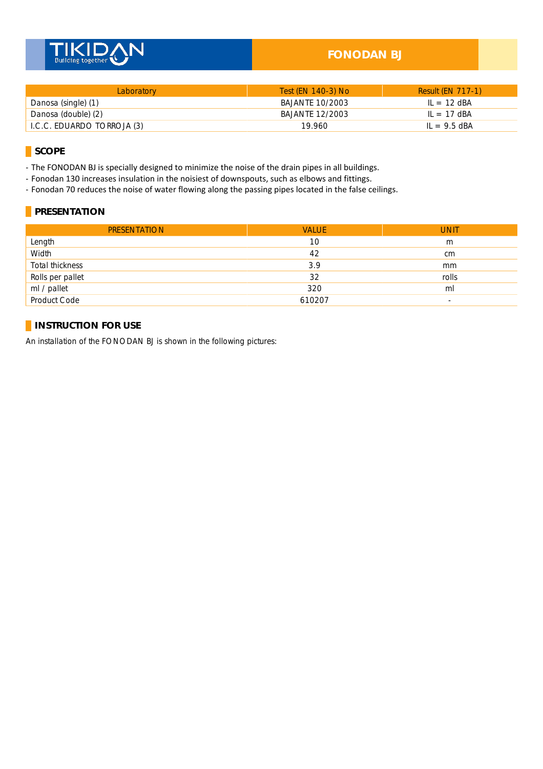# FONODAN BJ

| Laboratory | Test (EN 140-3) No | Result (EN 717-1) |
|---|---|---|
| Danosa (single) (1) | BAJANTE 10/2003 | IL = 12 dBA |
| Danosa (double) (2) | BAJANTE 12/2003 | IL = 17 dBA |
| I.C.C. EDUARDO TORROJA (3) | 19.960 | IL = 9.5 dBA |

## SCOPE

- The FONODAN BJ is specially designed to minimize the noise of the drain pipes in all buildings.
- Fonodan 130 increases insulation in the noisiest of downspouts, such as elbows and fittings.
- Fonodan 70 reduces the noise of water flowing along the passing pipes located in the false ceilings.

## PRESENTATION

| PRESENTATION | VALUE | UNIT |
|---|---|---|
| Length | 10 | m |
| Width | 42 | cm |
| Total thickness | 3.9 | mm |
| Rolls per pallet | 32 | rolls |
| ml / pallet | 320 | ml |
| Product Code | 610207 | - |

## INSTRUCTION FOR USE

An installation of the FONODAN BJ is shown in the following pictures: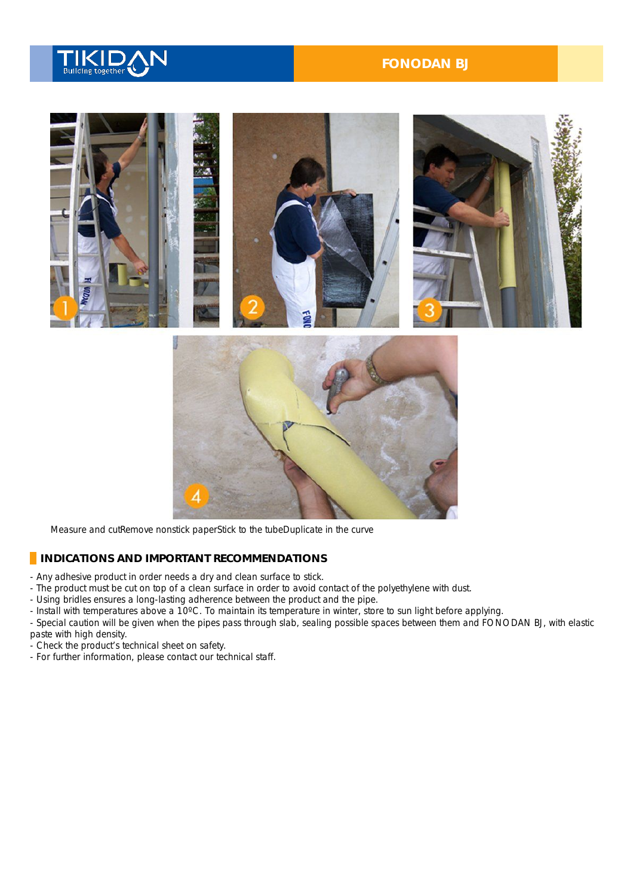Measure and cutRemove nonstick paperStick to the tubeDuplicate in the curve

## INDICATIONS AND IMPORTANT RECOMMENDATIONS

- Any adhesive product in order needs a dry and clean surface to stick.
- The product must be cut on top of a clean surface in order to avoid contact of the polyethylene with dust.
- Using bridles ensures a long-lasting adherence between the product and the pipe.
- Install with temperatures above a 10ºC. To maintain its temperature in winter, store to sun light before applying.
- Special caution will be given when the pipes pass through slab, sealing possible spaces between them and FONODAN BJ, with elastic paste with high density.
- Check the product's technical sheet on safety.
- For further information, please contact our technical staff.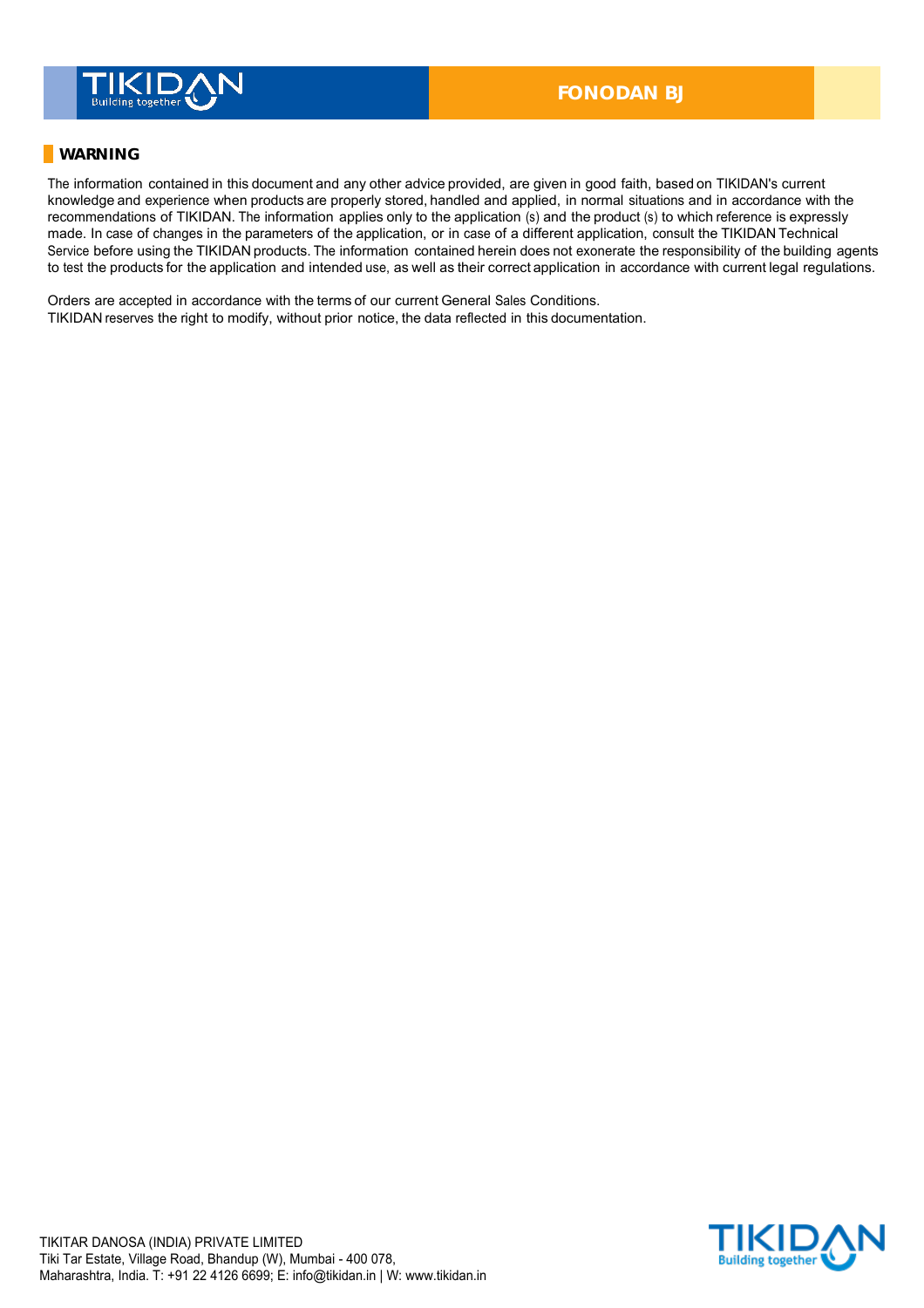## WARNING

The information contained in this document and any other advice provided, are given in good faith, based on TIKIDAN's current knowledge and experience when products are properly stored, handled and applied, in normal situations and in accordance with the recommendations of TIKIDAN. The information applies only to the application (s) and the product (s) to which reference is expressly made. In case of changes in the parameters of the application, or in case of a different application, consult the TIKIDAN Technical Service before using the TIKIDAN products. The information contained herein does not exonerate the responsibility of the building agents to test the products for the application and intended use, as well as their correct application in accordance with current legal regulations.

Orders are accepted in accordance with the terms of our current General Sales Conditions.
TIKIDAN reserves the right to modify, without prior notice, the data reflected in this documentation.

TIKITAR DANOSA (INDIA) PRIVATE LIMITED
Tiki Tar Estate, Village Road, Bhandup (W), Mumbai - 400 078,
Maharashtra, India. T: +91 22 4126 6699; E: info@tikidan.in | W: www.tikidan.in